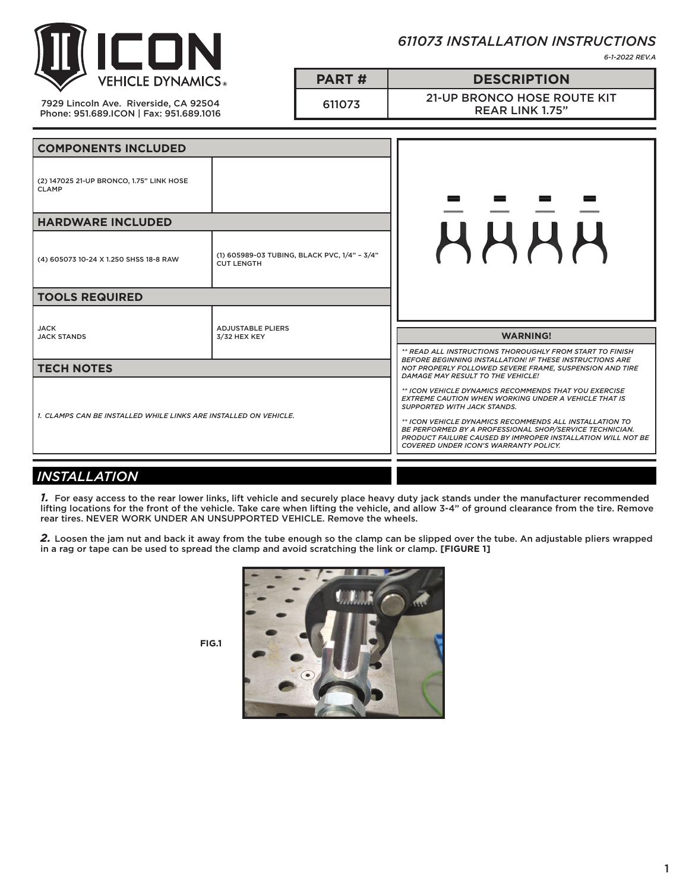# ICON VEHICLE DYNAMICS

7929 Lincoln Ave. Riverside, CA 92504
Phone: 951.689.ICON | Fax: 951.689.1016

## *611073 INSTALLATION INSTRUCTIONS*

*6-1-2022 REV.A*

| PART # | DESCRIPTION |
|---|---|
| 611073 | 21-UP BRONCO HOSE ROUTE KIT REAR LINK 1.75" |

| COMPONENTS INCLUDED | |
|---|---|
| (2) 147025 21-UP BRONCO, 1.75" LINK HOSE CLAMP | |
| **HARDWARE INCLUDED** | |
| (4) 605073 10-24 X 1.250 SHSS 18-8 RAW | (1) 605989-03 TUBING, BLACK PVC, 1/4" - 3/4" CUT LENGTH |
| **TOOLS REQUIRED** | |
| JACK<br>JACK STANDS | ADJUSTABLE PLIERS<br>3/32 HEX KEY |

### TECH NOTES

*1. CLAMPS CAN BE INSTALLED WHILE LINKS ARE INSTALLED ON VEHICLE.*

### WARNING!

*** READ ALL INSTRUCTIONS THOROUGHLY FROM START TO FINISH BEFORE BEGINNING INSTALLATION! IF THESE INSTRUCTIONS ARE NOT PROPERLY FOLLOWED SEVERE FRAME, SUSPENSION AND TIRE DAMAGE MAY RESULT TO THE VEHICLE!*

*** ICON VEHICLE DYNAMICS RECOMMENDS THAT YOU EXERCISE EXTREME CAUTION WHEN WORKING UNDER A VEHICLE THAT IS SUPPORTED WITH JACK STANDS.*

*** ICON VEHICLE DYNAMICS RECOMMENDS ALL INSTALLATION TO BE PERFORMED BY A PROFESSIONAL SHOP/SERVICE TECHNICIAN. PRODUCT FAILURE CAUSED BY IMPROPER INSTALLATION WILL NOT BE COVERED UNDER ICON'S WARRANTY POLICY.*

## *INSTALLATION*

***1.*** For easy access to the rear lower links, lift vehicle and securely place heavy duty jack stands under the manufacturer recommended lifting locations for the front of the vehicle. Take care when lifting the vehicle, and allow 3-4" of ground clearance from the tire. Remove rear tires. NEVER WORK UNDER AN UNSUPPORTED VEHICLE. Remove the wheels.

***2.*** Loosen the jam nut and back it away from the tube enough so the clamp can be slipped over the tube. An adjustable pliers wrapped in a rag or tape can be used to spread the clamp and avoid scratching the link or clamp. **[FIGURE 1]**

FIG.1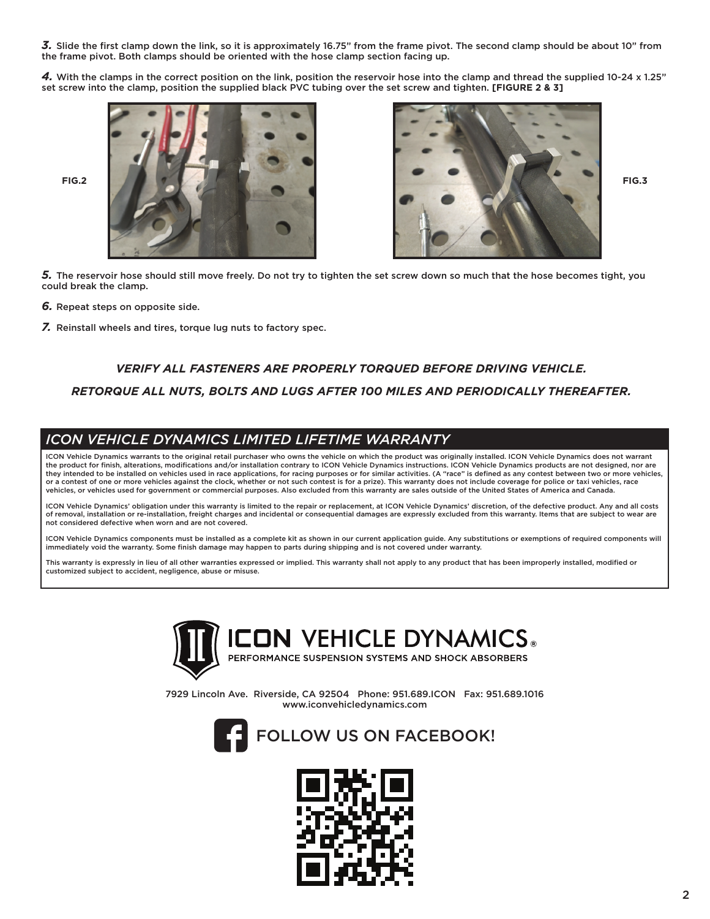***3.*** Slide the first clamp down the link, so it is approximately 16.75" from the frame pivot. The second clamp should be about 10" from the frame pivot. Both clamps should be oriented with the hose clamp section facing up.

***4.*** With the clamps in the correct position on the link, position the reservoir hose into the clamp and thread the supplied 10-24 x 1.25" set screw into the clamp, position the supplied black PVC tubing over the set screw and tighten. **[FIGURE 2 & 3]**

**FIG.2**

**FIG.3**

***5.*** The reservoir hose should still move freely. Do not try to tighten the set screw down so much that the hose becomes tight, you could break the clamp.

***6.*** Repeat steps on opposite side.

***7.*** Reinstall wheels and tires, torque lug nuts to factory spec.

***VERIFY ALL FASTENERS ARE PROPERLY TORQUED BEFORE DRIVING VEHICLE.***

***RETORQUE ALL NUTS, BOLTS AND LUGS AFTER 100 MILES AND PERIODICALLY THEREAFTER.***

## *ICON VEHICLE DYNAMICS LIMITED LIFETIME WARRANTY*

ICON Vehicle Dynamics warrants to the original retail purchaser who owns the vehicle on which the product was originally installed. ICON Vehicle Dynamics does not warrant the product for finish, alterations, modifications and/or installation contrary to ICON Vehicle Dynamics instructions. ICON Vehicle Dynamics products are not designed, nor are they intended to be installed on vehicles used in race applications, for racing purposes or for similar activities. (A "race" is defined as any contest between two or more vehicles, or a contest of one or more vehicles against the clock, whether or not such contest is for a prize). This warranty does not include coverage for police or taxi vehicles, race vehicles, or vehicles used for government or commercial purposes. Also excluded from this warranty are sales outside of the United States of America and Canada.

ICON Vehicle Dynamics' obligation under this warranty is limited to the repair or replacement, at ICON Vehicle Dynamics' discretion, of the defective product. Any and all costs of removal, installation or re-installation, freight charges and incidental or consequential damages are expressly excluded from this warranty. Items that are subject to wear are not considered defective when worn and are not covered.

ICON Vehicle Dynamics components must be installed as a complete kit as shown in our current application guide. Any substitutions or exemptions of required components will immediately void the warranty. Some finish damage may happen to parts during shipping and is not covered under warranty.

This warranty is expressly in lieu of all other warranties expressed or implied. This warranty shall not apply to any product that has been improperly installed, modified or customized subject to accident, negligence, abuse or misuse.

ICON VEHICLE DYNAMICS®
PERFORMANCE SUSPENSION SYSTEMS AND SHOCK ABSORBERS

7929 Lincoln Ave. Riverside, CA 92504 Phone: 951.689.ICON Fax: 951.689.1016
www.iconvehicledynamics.com

FOLLOW US ON FACEBOOK!